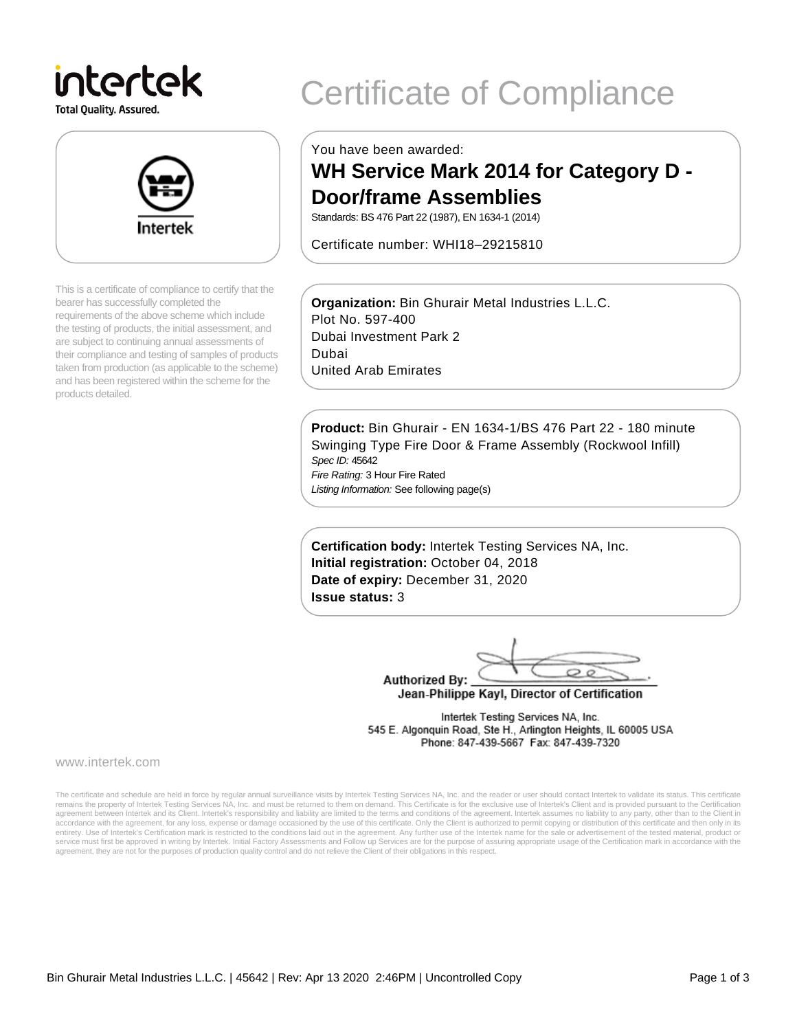intertek

Total Quality. Assured.

# Certificate of Compliance

Intertek

This is a certificate of compliance to certify that the bearer has successfully completed the requirements of the above scheme which include the testing of products, the initial assessment, and are subject to continuing annual assessments of their compliance and testing of samples of products taken from production (as applicable to the scheme) and has been registered within the scheme for the products detailed.

You have been awarded:

## WH Service Mark 2014 for Category D - Door/frame Assemblies

Standards: BS 476 Part 22 (1987), EN 1634-1 (2014)

Certificate number: WHI18–29215810

**Organization:** Bin Ghurair Metal Industries L.L.C.
Plot No. 597-400
Dubai Investment Park 2
Dubai
United Arab Emirates

**Product:** Bin Ghurair - EN 1634-1/BS 476 Part 22 - 180 minute Swinging Type Fire Door & Frame Assembly (Rockwool Infill)
*Spec ID:* 45642
*Fire Rating:* 3 Hour Fire Rated
*Listing Information:* See following page(s)

**Certification body:** Intertek Testing Services NA, Inc.
**Initial registration:** October 04, 2018
**Date of expiry:** December 31, 2020
**Issue status:** 3

Authorized By:
Jean-Philippe Kayl, Director of Certification

Intertek Testing Services NA, Inc.
545 E. Algonquin Road, Ste H., Arlington Heights, IL 60005 USA
Phone: 847-439-5667 Fax: 847-439-7320

www.intertek.com

The certificate and schedule are held in force by regular annual surveillance visits by Intertek Testing Services NA, Inc. and the reader or user should contact Intertek to validate its status. This certificate remains the property of Intertek Testing Services NA, Inc. and must be returned to them on demand. This Certificate is for the exclusive use of Intertek's Client and is provided pursuant to the Certification agreement between Intertek and its Client. Intertek's responsibility and liability are limited to the terms and conditions of the agreement. Intertek assumes no liability to any party, other than to the Client in accordance with the agreement, for any loss, expense or damage occasioned by the use of this certificate. Only the Client is authorized to permit copying or distribution of this certificate and then only in its entirety. Use of Intertek's Certification mark is restricted to the conditions laid out in the agreement. Any further use of the Intertek name for the sale or advertisement of the tested material, product or service must first be approved in writing by Intertek. Initial Factory Assessments and Follow up Services are for the purpose of assuring appropriate usage of the Certification mark in accordance with the agreement, they are not for the purposes of production quality control and do not relieve the Client of their obligations in this respect.

Bin Ghurair Metal Industries L.L.C. | 45642 | Rev: Apr 13 2020 2:46PM | Uncontrolled Copy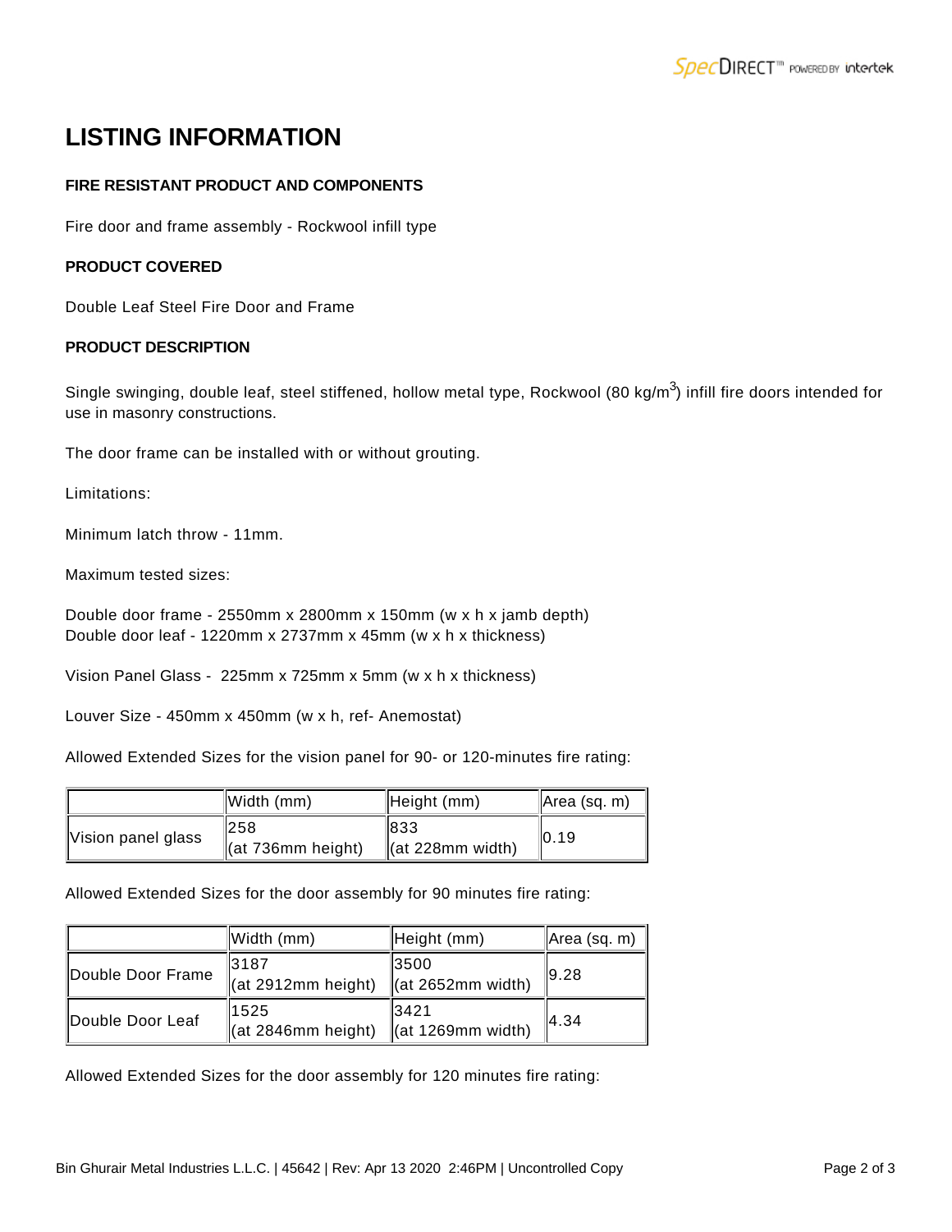# LISTING INFORMATION

**FIRE RESISTANT PRODUCT AND COMPONENTS**

Fire door and frame assembly - Rockwool infill type

**PRODUCT COVERED**

Double Leaf Steel Fire Door and Frame

**PRODUCT DESCRIPTION**

Single swinging, double leaf, steel stiffened, hollow metal type, Rockwool (80 kg/$m^3$) infill fire doors intended for use in masonry constructions.

The door frame can be installed with or without grouting.

Limitations:

Minimum latch throw - 11mm.

Maximum tested sizes:

Double door frame - 2550mm x 2800mm x 150mm (w x h x jamb depth)
Double door leaf - 1220mm x 2737mm x 45mm (w x h x thickness)

Vision Panel Glass - 225mm x 725mm x 5mm (w x h x thickness)

Louver Size - 450mm x 450mm (w x h, ref- Anemostat)

Allowed Extended Sizes for the vision panel for 90- or 120-minutes fire rating:

| | Width (mm) | Height (mm) | Area (sq. m) |
|---|---|---|---|
| Vision panel glass | 258 (at 736mm height) | 833 (at 228mm width) | 0.19 |

Allowed Extended Sizes for the door assembly for 90 minutes fire rating:

| | Width (mm) | Height (mm) | Area (sq. m) |
|---|---|---|---|
| Double Door Frame | 3187 (at 2912mm height) | 3500 (at 2652mm width) | 9.28 |
| Double Door Leaf | 1525 (at 2846mm height) | 3421 (at 1269mm width) | 4.34 |

Allowed Extended Sizes for the door assembly for 120 minutes fire rating: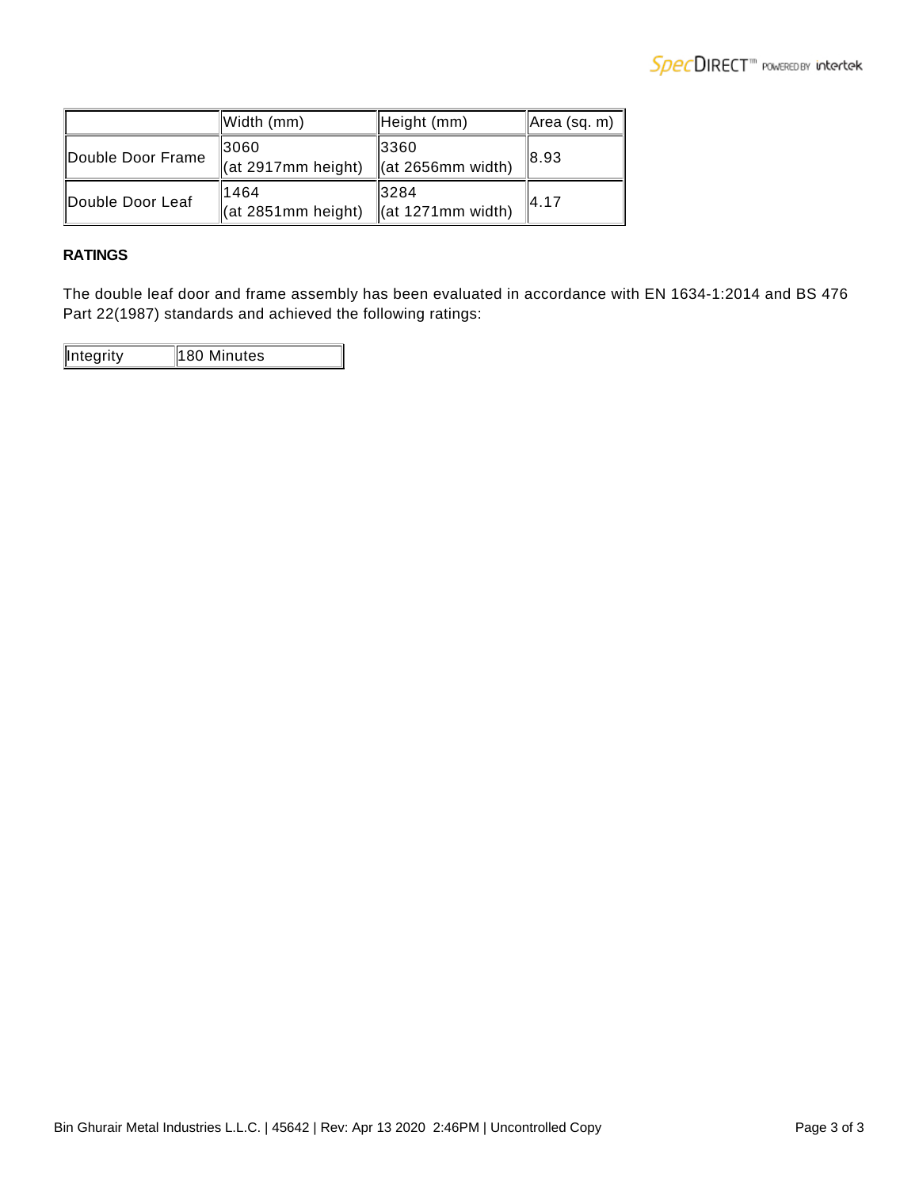| | Width (mm) | Height (mm) | Area (sq. m) |
|---|---|---|---|
| Double Door Frame | 3060 (at 2917mm height) | 3360 (at 2656mm width) | 8.93 |
| Double Door Leaf | 1464 (at 2851mm height) | 3284 (at 1271mm width) | 4.17 |

**RATINGS**

The double leaf door and frame assembly has been evaluated in accordance with EN 1634-1:2014 and BS 476 Part 22(1987) standards and achieved the following ratings:

| | |
|---|---|
| Integrity | 180 Minutes |

Bin Ghurair Metal Industries L.L.C. | 45642 | Rev: Apr 13 2020 2:46PM | Uncontrolled Copy